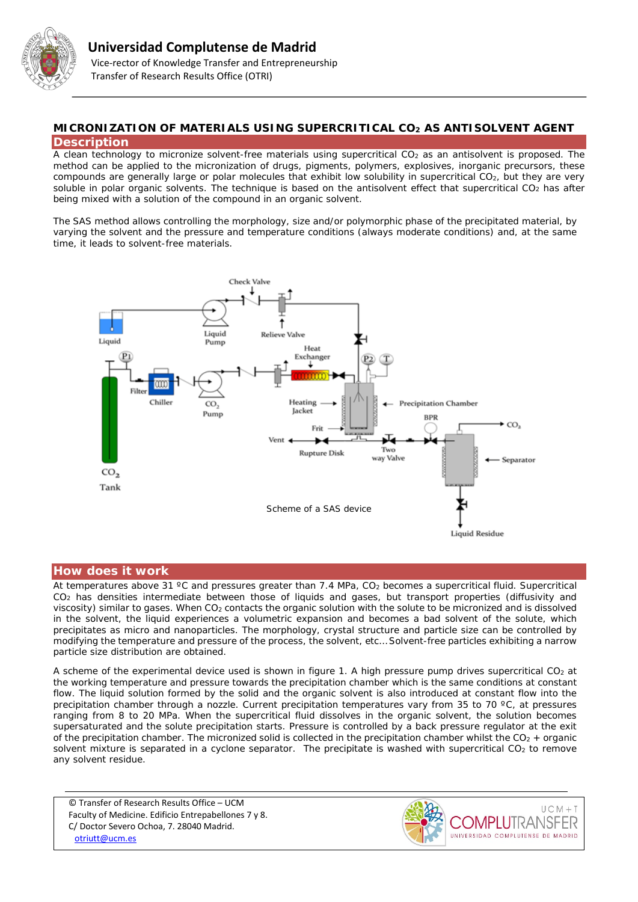# Universidad Complutense de Madrid

Vice-rector of Knowledge Transfer and Entrepreneurship

Transfer of Research Results Office (OTRI)

## MICRONIZATION OF MATERIALS USING SUPERCRITICAL $CO_2$ AS ANTISOLVENT AGENT

## Description

A clean technology to micronize solvent-free materials using supercritical $CO_2$ as an antisolvent is proposed. The method can be applied to the micronization of drugs, pigments, polymers, explosives, inorganic precursors, these compounds are generally large or polar molecules that exhibit low solubility in supercritical $CO_2$, but they are very soluble in polar organic solvents. The technique is based on the antisolvent effect that supercritical $CO_2$ has after being mixed with a solution of the compound in an organic solvent.

The SAS method allows controlling the morphology, size and/or polymorphic phase of the precipitated material, by varying the solvent and the pressure and temperature conditions (always moderate conditions) and, at the same time, it leads to solvent-free materials.

Scheme of a SAS device

## How does it work

At temperatures above 31 ºC and pressures greater than 7.4 MPa, $CO_2$ becomes a supercritical fluid. Supercritical $CO_2$ has densities intermediate between those of liquids and gases, but transport properties (diffusivity and viscosity) similar to gases. When $CO_2$ contacts the organic solution with the solute to be micronized and is dissolved in the solvent, the liquid experiences a volumetric expansion and becomes a bad solvent of the solute, which precipitates as micro and nanoparticles. The morphology, crystal structure and particle size can be controlled by modifying the temperature and pressure of the process, the solvent, etc... Solvent-free particles exhibiting a narrow particle size distribution are obtained.

A scheme of the experimental device used is shown in figure 1. A high pressure pump drives supercritical $CO_2$ at the working temperature and pressure towards the precipitation chamber which is the same conditions at constant flow. The liquid solution formed by the solid and the organic solvent is also introduced at constant flow into the precipitation chamber through a nozzle. Current precipitation temperatures vary from 35 to 70 ºC, at pressures ranging from 8 to 20 MPa. When the supercritical fluid dissolves in the organic solvent, the solution becomes supersaturated and the solute precipitation starts. Pressure is controlled by a back pressure regulator at the exit of the precipitation chamber. The micronized solid is collected in the precipitation chamber whilst the $CO_2$ + organic solvent mixture is separated in a cyclone separator. The precipitate is washed with supercritical $CO_2$ to remove any solvent residue.

© Transfer of Research Results Office – UCM
Faculty of Medicine. Edificio Entrepabellones 7 y 8.
C/ Doctor Severo Ochoa, 7. 28040 Madrid.
otriutt@ucm.es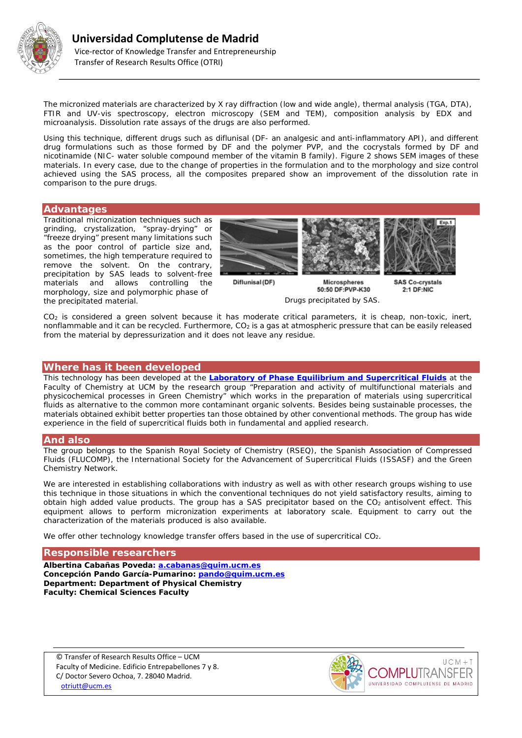The micronized materials are characterized by X ray diffraction (low and wide angle), thermal analysis (TGA, DTA), FTIR and UV-vis spectroscopy, electron microscopy (SEM and TEM), composition analysis by EDX and microanalysis. Dissolution rate assays of the drugs are also performed.

Using this technique, different drugs such as diflunisal (DF- an analgesic and anti-inflammatory API), and different drug formulations such as those formed by DF and the polymer PVP, and the cocrystals formed by DF and nicotinamide (NIC- water soluble compound member of the vitamin B family). Figure 2 shows SEM images of these materials. In every case, due to the change of properties in the formulation and to the morphology and size control achieved using the SAS process, all the composites prepared show an improvement of the dissolution rate in comparison to the pure drugs.

## Advantages

Traditional micronization techniques such as grinding, crystalization, "spray-drying" or "freeze drying" present many limitations such as the poor control of particle size and, sometimes, the high temperature required to remove the solvent. On the contrary, precipitation by SAS leads to solvent-free materials and allows controlling the morphology, size and polymorphic phase of the precipitated material.

Diflunisal (DF)

Microspheres
50:50 DF:PVP-K30

SAS Co-crystals
2:1 DF:NIC

Drugs precipitated by SAS.

$CO_2$ is considered a green solvent because it has moderate critical parameters, it is cheap, non-toxic, inert, nonflammable and it can be recycled. Furthermore, $CO_2$ is a gas at atmospheric pressure that can be easily released from the material by depressurization and it does not leave any residue.

## Where has it been developed

This technology has been developed at the **Laboratory of Phase Equilibrium and Supercritical Fluids** at the Faculty of Chemistry at UCM by the research group "Preparation and activity of multifunctional materials and physicochemical processes in Green Chemistry" which works in the preparation of materials using supercritical fluids as alternative to the common more contaminant organic solvents. Besides being sustainable processes, the materials obtained exhibit better properties tan those obtained by other conventional methods. The group has wide experience in the field of supercritical fluids both in fundamental and applied research.

## And also

The group belongs to the Spanish Royal Society of Chemistry (RSEQ), the Spanish Association of Compressed Fluids (FLUCOMP), the International Society for the Advancement of Supercritical Fluids (ISSASF) and the Green Chemistry Network.

We are interested in establishing collaborations with industry as well as with other research groups wishing to use this technique in those situations in which the conventional techniques do not yield satisfactory results, aiming to obtain high added value products. The group has a SAS precipitator based on the $CO_2$ antisolvent effect. This equipment allows to perform micronization experiments at laboratory scale. Equipment to carry out the characterization of the materials produced is also available.

We offer other technology knowledge transfer offers based in the use of supercritical $CO_2$.

## Responsible researchers

**Albertina Cabañas Poveda: a.cabanas@quim.ucm.es**
**Concepción Pando García-Pumarino: pando@quim.ucm.es**
**Department: Department of Physical Chemistry**
**Faculty: Chemical Sciences Faculty**

© Transfer of Research Results Office – UCM
Faculty of Medicine. Edificio Entrepabellones 7 y 8.
C/ Doctor Severo Ochoa, 7. 28040 Madrid.
otriutt@ucm.es